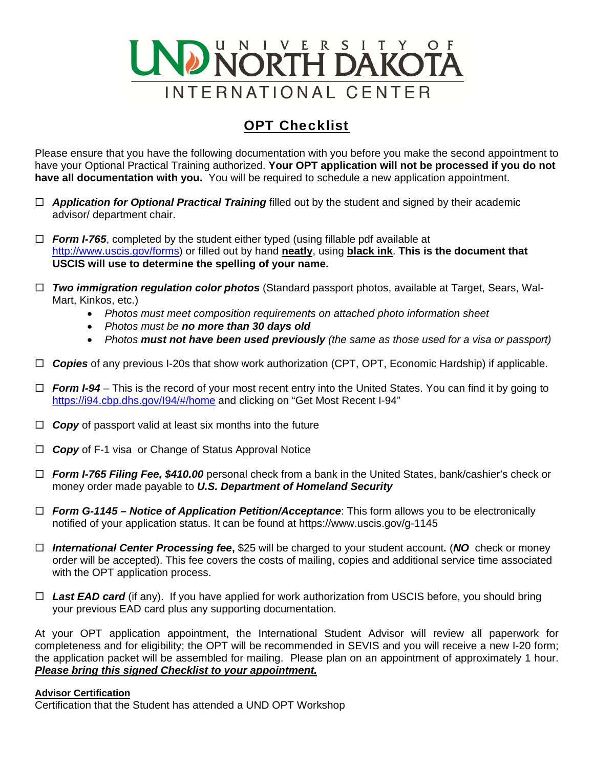# UND UNIVERSITY OF NORTH DAKOTA
## INTERNATIONAL CENTER

## <u>OPT Checklist</u>

Please ensure that you have the following documentation with you before you make the second appointment to have your Optional Practical Training authorized. **Your OPT application will not be processed if you do not have all documentation with you.** You will be required to schedule a new application appointment.

- ☐ ***Application for Optional Practical Training*** filled out by the student and signed by their academic advisor/ department chair.

- ☐ ***Form I-765***, completed by the student either typed (using fillable pdf available at http://www.uscis.gov/forms) or filled out by hand **<u>neatly</u>**, using **<u>black ink</u>**. **This is the document that USCIS will use to determine the spelling of your name.**

- ☐ ***Two immigration regulation color photos*** (Standard passport photos, available at Target, Sears, Wal-Mart, Kinkos, etc.)
  - *Photos must meet composition requirements on attached photo information sheet*
  - *Photos must be **no more than 30 days old***
  - *Photos **must not have been used previously** (the same as those used for a visa or passport)*

- ☐ ***Copies*** of any previous I-20s that show work authorization (CPT, OPT, Economic Hardship) if applicable.

- ☐ ***Form I-94*** – This is the record of your most recent entry into the United States. You can find it by going to https://i94.cbp.dhs.gov/I94/#/home and clicking on "Get Most Recent I-94"

- ☐ ***Copy*** of passport valid at least six months into the future

- ☐ ***Copy*** of F-1 visa or Change of Status Approval Notice

- ☐ ***Form I-765 Filing Fee, $410.00*** personal check from a bank in the United States, bank/cashier's check or money order made payable to ***U.S. Department of Homeland Security***

- ☐ ***Form G-1145 – Notice of Application Petition/Acceptance***: This form allows you to be electronically notified of your application status. It can be found at https://www.uscis.gov/g-1145

- ☐ ***International Center Processing fee***, $25 will be charged to your student account***.*** (***NO*** check or money order will be accepted). This fee covers the costs of mailing, copies and additional service time associated with the OPT application process.

- ☐ ***Last EAD card*** (if any). If you have applied for work authorization from USCIS before, you should bring your previous EAD card plus any supporting documentation.

At your OPT application appointment, the International Student Advisor will review all paperwork for completeness and for eligibility; the OPT will be recommended in SEVIS and you will receive a new I-20 form; the application packet will be assembled for mailing. Please plan on an appointment of approximately 1 hour. ***<u>Please bring this signed Checklist to your appointment.</u>***

**<u>Advisor Certification</u>**

Certification that the Student has attended a UND OPT Workshop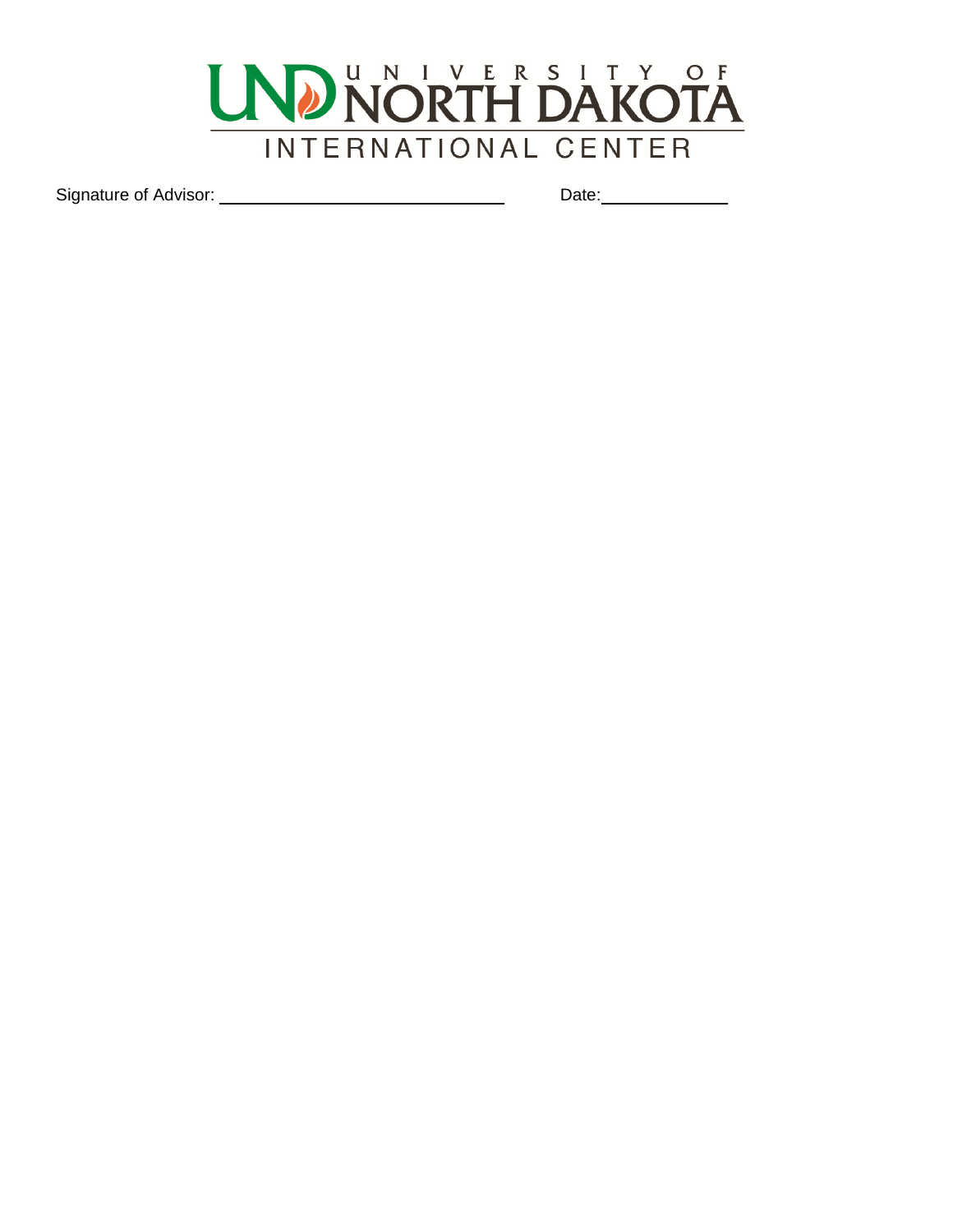UND UNIVERSITY OF NORTH DAKOTA

INTERNATIONAL CENTER

Signature of Advisor: ______________________________ Date: ____________